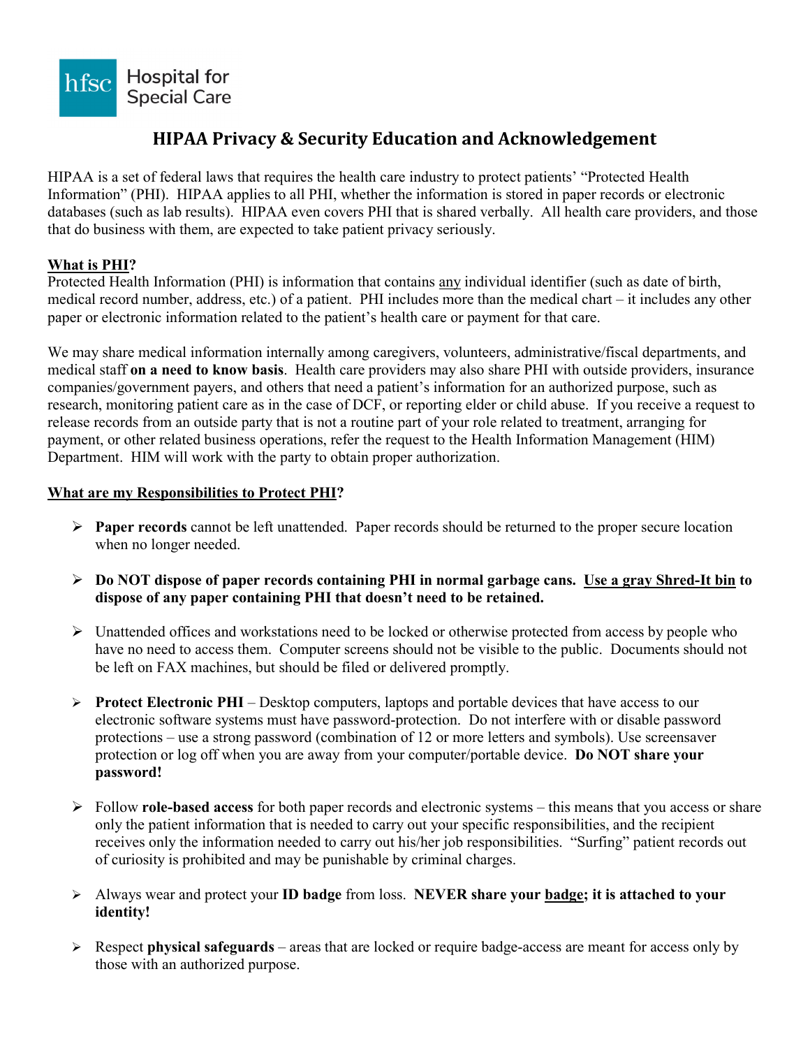Hospital for Special Care

# HIPAA Privacy & Security Education and Acknowledgement

HIPAA is a set of federal laws that requires the health care industry to protect patients' "Protected Health Information" (PHI). HIPAA applies to all PHI, whether the information is stored in paper records or electronic databases (such as lab results). HIPAA even covers PHI that is shared verbally. All health care providers, and those that do business with them, are expected to take patient privacy seriously.

## What is PHI?

Protected Health Information (PHI) is information that contains any individual identifier (such as date of birth, medical record number, address, etc.) of a patient. PHI includes more than the medical chart – it includes any other paper or electronic information related to the patient's health care or payment for that care.

We may share medical information internally among caregivers, volunteers, administrative/fiscal departments, and medical staff **on a need to know basis**. Health care providers may also share PHI with outside providers, insurance companies/government payers, and others that need a patient's information for an authorized purpose, such as research, monitoring patient care as in the case of DCF, or reporting elder or child abuse. If you receive a request to release records from an outside party that is not a routine part of your role related to treatment, arranging for payment, or other related business operations, refer the request to the Health Information Management (HIM) Department. HIM will work with the party to obtain proper authorization.

## What are my Responsibilities to Protect PHI?

- **Paper records** cannot be left unattended. Paper records should be returned to the proper secure location when no longer needed.
- **Do NOT dispose of paper records containing PHI in normal garbage cans. Use a gray Shred-It bin to dispose of any paper containing PHI that doesn't need to be retained.**
- Unattended offices and workstations need to be locked or otherwise protected from access by people who have no need to access them. Computer screens should not be visible to the public. Documents should not be left on FAX machines, but should be filed or delivered promptly.
- **Protect Electronic PHI** – Desktop computers, laptops and portable devices that have access to our electronic software systems must have password-protection. Do not interfere with or disable password protections – use a strong password (combination of 12 or more letters and symbols). Use screensaver protection or log off when you are away from your computer/portable device. **Do NOT share your password!**
- Follow **role-based access** for both paper records and electronic systems – this means that you access or share only the patient information that is needed to carry out your specific responsibilities, and the recipient receives only the information needed to carry out his/her job responsibilities. "Surfing" patient records out of curiosity is prohibited and may be punishable by criminal charges.
- Always wear and protect your **ID badge** from loss. **NEVER share your badge; it is attached to your identity!**
- Respect **physical safeguards** – areas that are locked or require badge-access are meant for access only by those with an authorized purpose.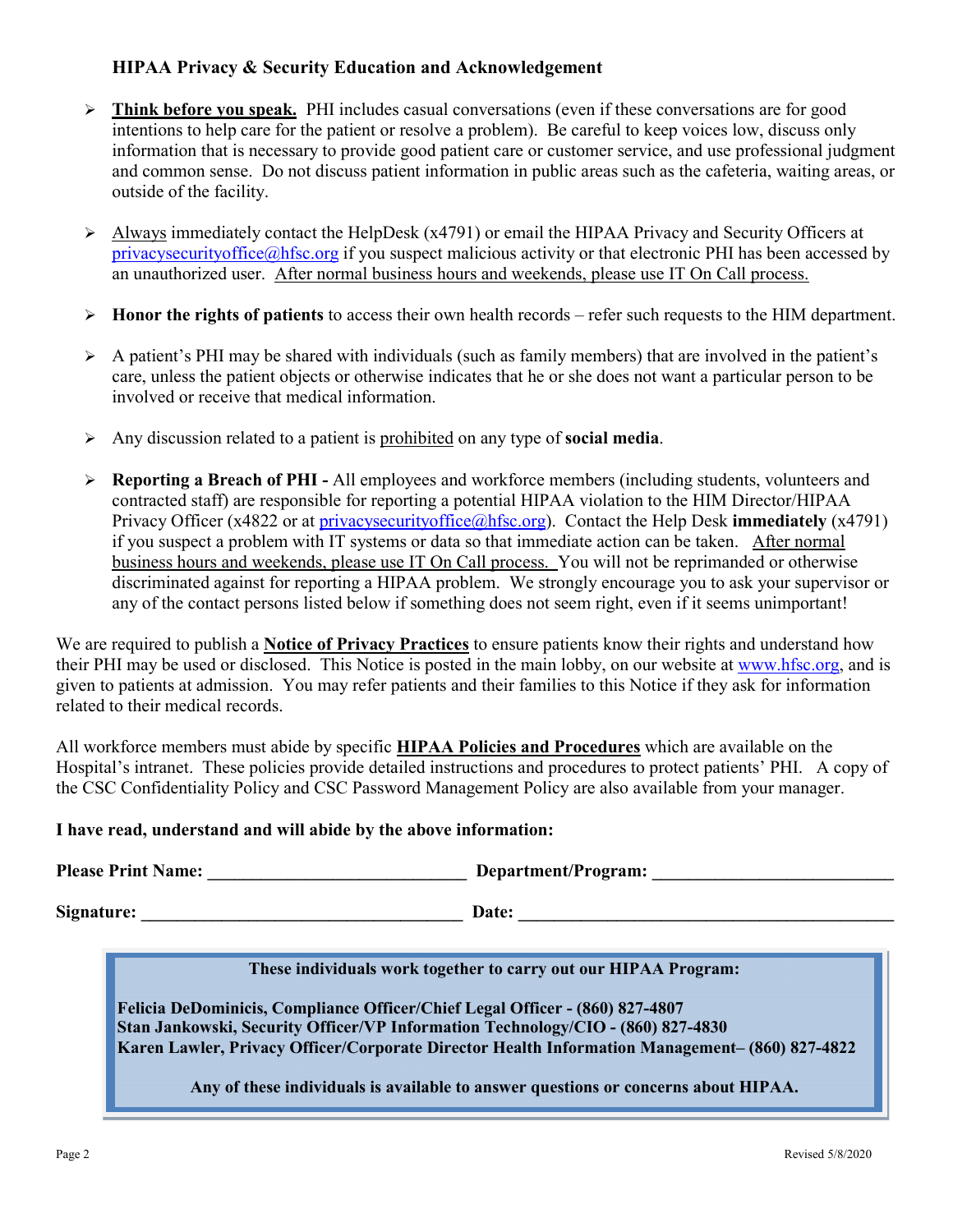**HIPAA Privacy & Security Education and Acknowledgement**

- **Think before you speak.** PHI includes casual conversations (even if these conversations are for good intentions to help care for the patient or resolve a problem). Be careful to keep voices low, discuss only information that is necessary to provide good patient care or customer service, and use professional judgment and common sense. Do not discuss patient information in public areas such as the cafeteria, waiting areas, or outside of the facility.

- Always immediately contact the HelpDesk (x4791) or email the HIPAA Privacy and Security Officers at privacysecurityoffice@hfsc.org if you suspect malicious activity or that electronic PHI has been accessed by an unauthorized user. After normal business hours and weekends, please use IT On Call process.

- **Honor the rights of patients** to access their own health records – refer such requests to the HIM department.

- A patient's PHI may be shared with individuals (such as family members) that are involved in the patient's care, unless the patient objects or otherwise indicates that he or she does not want a particular person to be involved or receive that medical information.

- Any discussion related to a patient is prohibited on any type of **social media**.

- **Reporting a Breach of PHI -** All employees and workforce members (including students, volunteers and contracted staff) are responsible for reporting a potential HIPAA violation to the HIM Director/HIPAA Privacy Officer (x4822 or at privacysecurityoffice@hfsc.org). Contact the Help Desk **immediately** (x4791) if you suspect a problem with IT systems or data so that immediate action can be taken. After normal business hours and weekends, please use IT On Call process. You will not be reprimanded or otherwise discriminated against for reporting a HIPAA problem. We strongly encourage you to ask your supervisor or any of the contact persons listed below if something does not seem right, even if it seems unimportant!

We are required to publish a **Notice of Privacy Practices** to ensure patients know their rights and understand how their PHI may be used or disclosed. This Notice is posted in the main lobby, on our website at www.hfsc.org, and is given to patients at admission. You may refer patients and their families to this Notice if they ask for information related to their medical records.

All workforce members must abide by specific **HIPAA Policies and Procedures** which are available on the Hospital's intranet. These policies provide detailed instructions and procedures to protect patients' PHI. A copy of the CSC Confidentiality Policy and CSC Password Management Policy are also available from your manager.

**I have read, understand and will abide by the above information:**

**Please Print Name:** ______________________________ **Department/Program:** ____________________________

**Signature:** _____________________________________ **Date:** ____________________________________________

**These individuals work together to carry out our HIPAA Program:**

**Felicia DeDominicis, Compliance Officer/Chief Legal Officer - (860) 827-4807**
**Stan Jankowski, Security Officer/VP Information Technology/CIO - (860) 827-4830**
**Karen Lawler, Privacy Officer/Corporate Director Health Information Management– (860) 827-4822**

**Any of these individuals is available to answer questions or concerns about HIPAA.**

Revised 5/8/2020